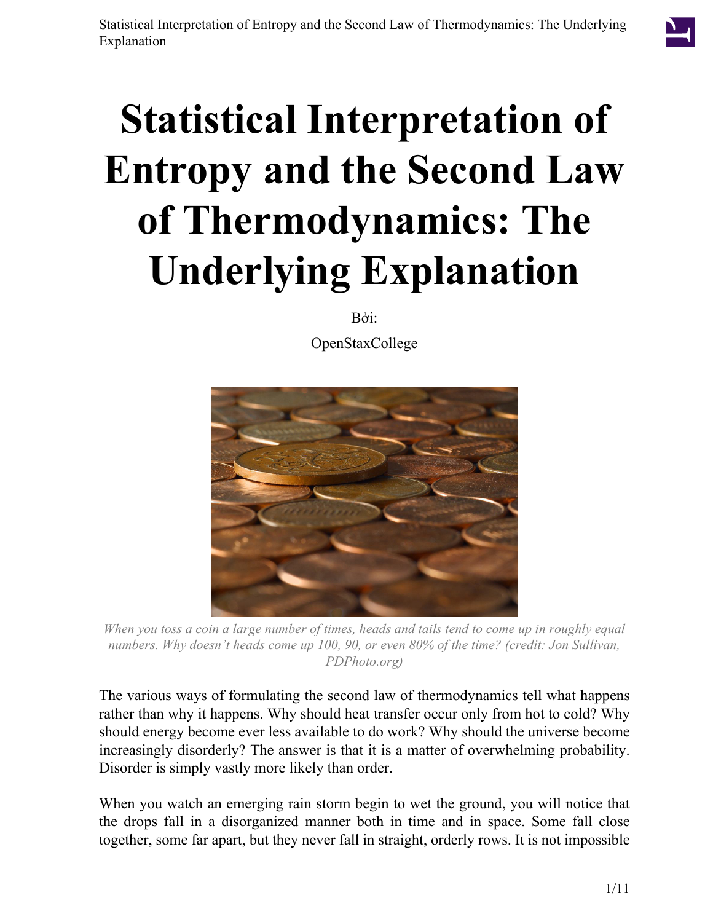# Statistical Interpretation of Entropy and the Second Law of Thermodynamics: The Underlying Explanation

Bởi:

OpenStaxCollege

*When you toss a coin a large number of times, heads and tails tend to come up in roughly equal numbers. Why doesn't heads come up 100, 90, or even 80% of the time? (credit: Jon Sullivan, PDPhoto.org)*

The various ways of formulating the second law of thermodynamics tell what happens rather than why it happens. Why should heat transfer occur only from hot to cold? Why should energy become ever less available to do work? Why should the universe become increasingly disorderly? The answer is that it is a matter of overwhelming probability. Disorder is simply vastly more likely than order.

When you watch an emerging rain storm begin to wet the ground, you will notice that the drops fall in a disorganized manner both in time and in space. Some fall close together, some far apart, but they never fall in straight, orderly rows. It is not impossible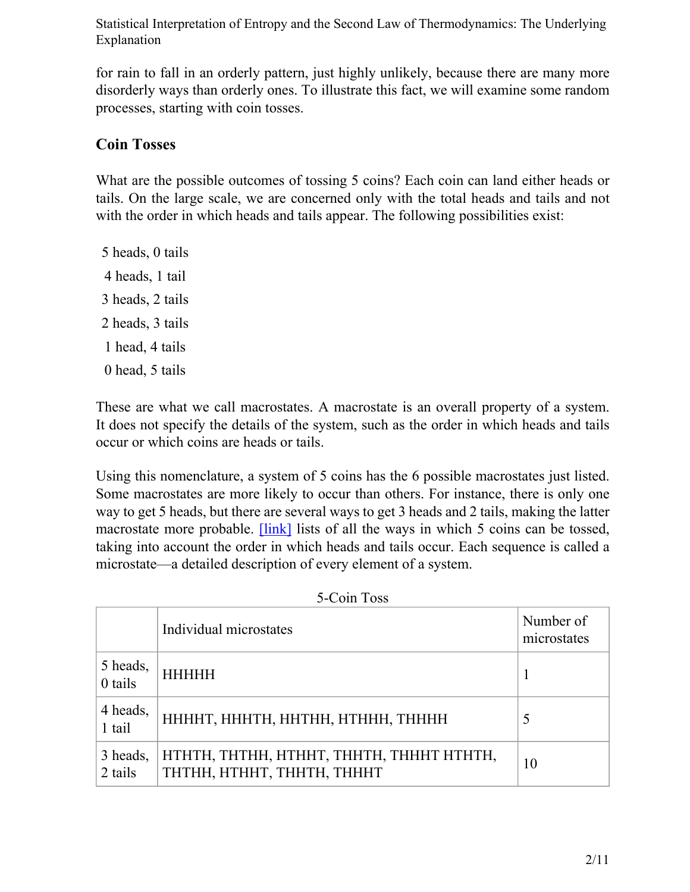for rain to fall in an orderly pattern, just highly unlikely, because there are many more disorderly ways than orderly ones. To illustrate this fact, we will examine some random processes, starting with coin tosses.

## Coin Tosses

What are the possible outcomes of tossing 5 coins? Each coin can land either heads or tails. On the large scale, we are concerned only with the total heads and tails and not with the order in which heads and tails appear. The following possibilities exist:

5 heads, 0 tails

4 heads, 1 tail

3 heads, 2 tails

2 heads, 3 tails

1 head, 4 tails

0 head, 5 tails

These are what we call macrostates. A macrostate is an overall property of a system. It does not specify the details of the system, such as the order in which heads and tails occur or which coins are heads or tails.

Using this nomenclature, a system of 5 coins has the 6 possible macrostates just listed. Some macrostates are more likely to occur than others. For instance, there is only one way to get 5 heads, but there are several ways to get 3 heads and 2 tails, making the latter macrostate more probable. [link] lists of all the ways in which 5 coins can be tossed, taking into account the order in which heads and tails occur. Each sequence is called a microstate—a detailed description of every element of a system.

5-Coin Toss

| | Individual microstates | Number of microstates |
|---|---|---|
| 5 heads, 0 tails | HHHHH | 1 |
| 4 heads, 1 tail | HHHHT, HHHTH, HHTHH, HTHHH, THHHH | 5 |
| 3 heads, 2 tails | HTHTH, THTHH, HTHHT, THHTH, THHHT HTHTH, THTHH, HTHHT, THHTH, THHHT | 10 |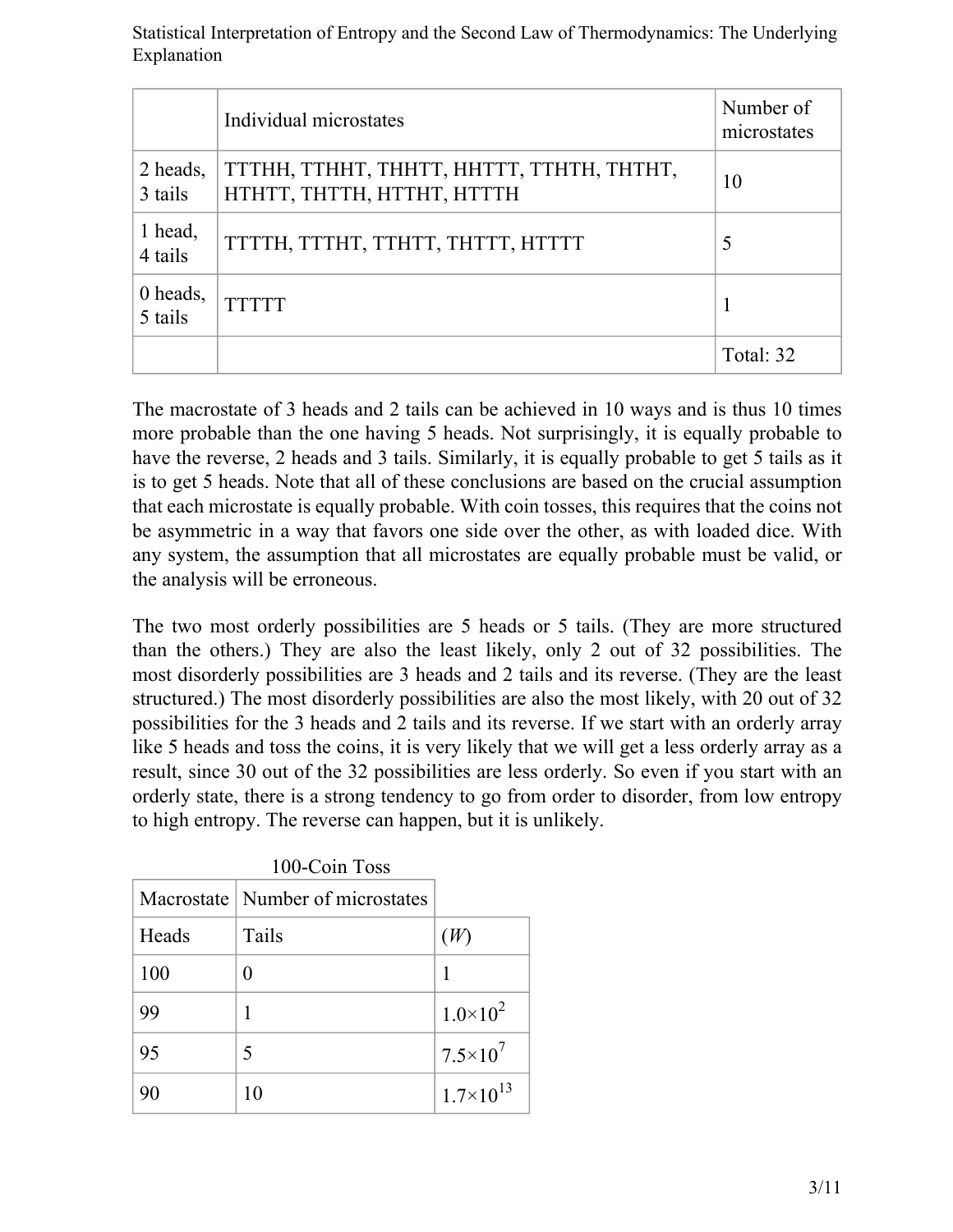|  | Individual microstates | Number of microstates |
| --- | --- | --- |
| 2 heads, 3 tails | TTTHH, TTHHT, THHTT, HHTTT, TTHTH, THTHT, HTHTT, THTTH, HTTHT, HTTTH | 10 |
| 1 head, 4 tails | TTTTH, TTTHT, TTHTT, THTTT, HTTTT | 5 |
| 0 heads, 5 tails | TTTTT | 1 |
|  |  | Total: 32 |

The macrostate of 3 heads and 2 tails can be achieved in 10 ways and is thus 10 times more probable than the one having 5 heads. Not surprisingly, it is equally probable to have the reverse, 2 heads and 3 tails. Similarly, it is equally probable to get 5 tails as it is to get 5 heads. Note that all of these conclusions are based on the crucial assumption that each microstate is equally probable. With coin tosses, this requires that the coins not be asymmetric in a way that favors one side over the other, as with loaded dice. With any system, the assumption that all microstates are equally probable must be valid, or the analysis will be erroneous.

The two most orderly possibilities are 5 heads or 5 tails. (They are more structured than the others.) They are also the least likely, only 2 out of 32 possibilities. The most disorderly possibilities are 3 heads and 2 tails and its reverse. (They are the least structured.) The most disorderly possibilities are also the most likely, with 20 out of 32 possibilities for the 3 heads and 2 tails and its reverse. If we start with an orderly array like 5 heads and toss the coins, it is very likely that we will get a less orderly array as a result, since 30 out of the 32 possibilities are less orderly. So even if you start with an orderly state, there is a strong tendency to go from order to disorder, from low entropy to high entropy. The reverse can happen, but it is unlikely.

100-Coin Toss

| Macrostate | Number of microstates |  |
| --- | --- | --- |
| Heads | Tails | ($W$) |
| 100 | 0 | 1 |
| 99 | 1 | $1.0\times10^{2}$ |
| 95 | 5 | $7.5\times10^{7}$ |
| 90 | 10 | $1.7\times10^{13}$ |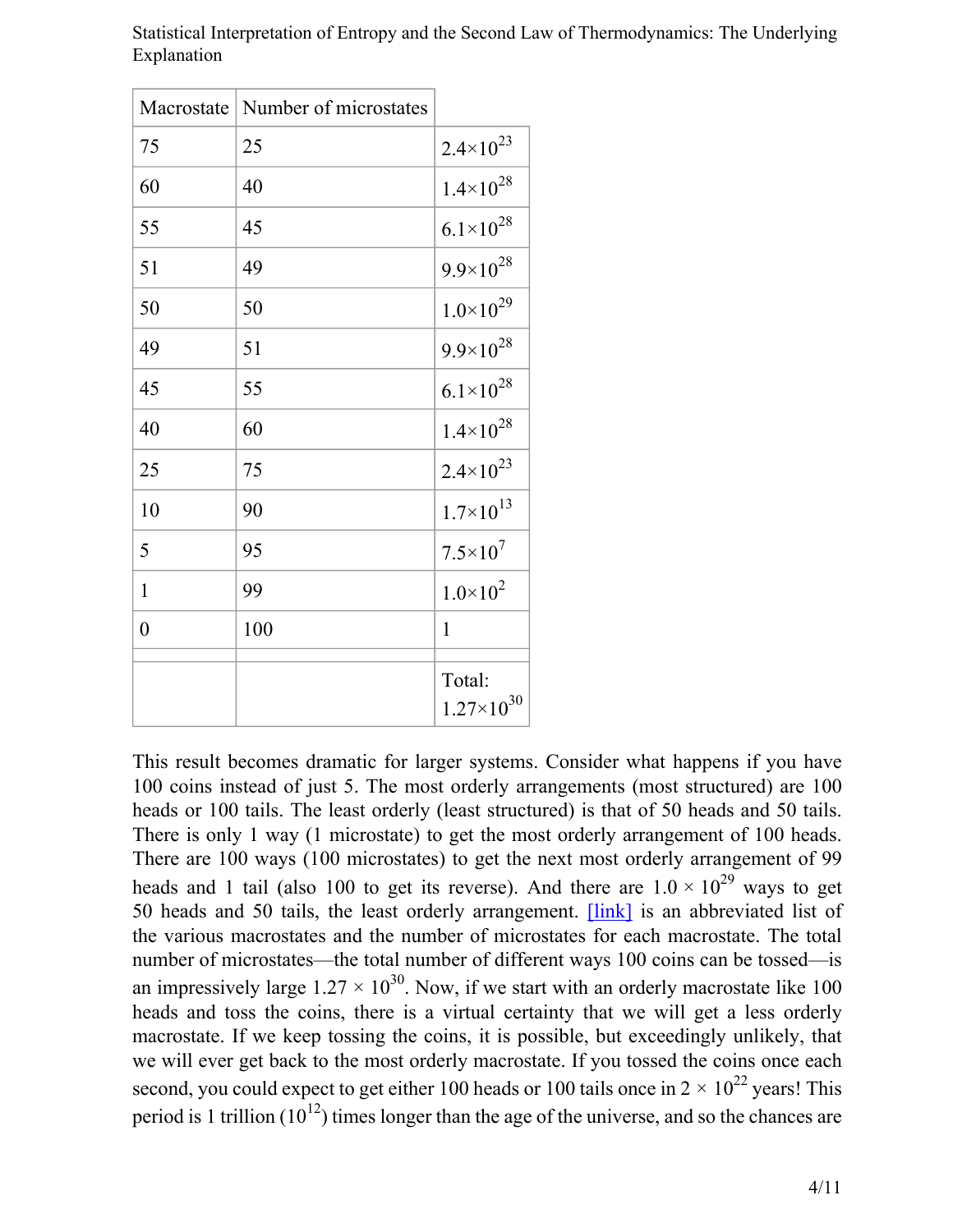| Macrostate | Number of microstates | |
|---|---|---|
| 75 | 25 | $2.4\times10^{23}$ |
| 60 | 40 | $1.4\times10^{28}$ |
| 55 | 45 | $6.1\times10^{28}$ |
| 51 | 49 | $9.9\times10^{28}$ |
| 50 | 50 | $1.0\times10^{29}$ |
| 49 | 51 | $9.9\times10^{28}$ |
| 45 | 55 | $6.1\times10^{28}$ |
| 40 | 60 | $1.4\times10^{28}$ |
| 25 | 75 | $2.4\times10^{23}$ |
| 10 | 90 | $1.7\times10^{13}$ |
| 5 | 95 | $7.5\times10^{7}$ |
| 1 | 99 | $1.0\times10^{2}$ |
| 0 | 100 | 1 |
| | | |
| | | Total: $1.27\times10^{30}$ |

This result becomes dramatic for larger systems. Consider what happens if you have 100 coins instead of just 5. The most orderly arrangements (most structured) are 100 heads or 100 tails. The least orderly (least structured) is that of 50 heads and 50 tails. There is only 1 way (1 microstate) to get the most orderly arrangement of 100 heads. There are 100 ways (100 microstates) to get the next most orderly arrangement of 99 heads and 1 tail (also 100 to get its reverse). And there are $1.0 \times 10^{29}$ ways to get 50 heads and 50 tails, the least orderly arrangement. [link] is an abbreviated list of the various macrostates and the number of microstates for each macrostate. The total number of microstates—the total number of different ways 100 coins can be tossed—is an impressively large $1.27 \times 10^{30}$. Now, if we start with an orderly macrostate like 100 heads and toss the coins, there is a virtual certainty that we will get a less orderly macrostate. If we keep tossing the coins, it is possible, but exceedingly unlikely, that we will ever get back to the most orderly macrostate. If you tossed the coins once each second, you could expect to get either 100 heads or 100 tails once in $2 \times 10^{22}$ years! This period is 1 trillion ($10^{12}$) times longer than the age of the universe, and so the chances are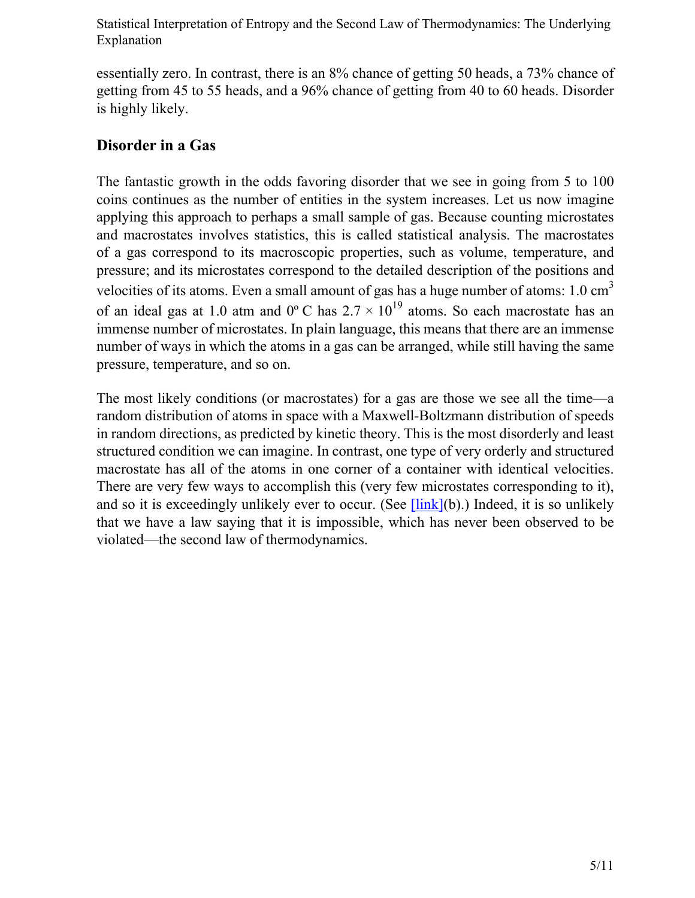essentially zero. In contrast, there is an 8% chance of getting 50 heads, a 73% chance of getting from 45 to 55 heads, and a 96% chance of getting from 40 to 60 heads. Disorder is highly likely.

## Disorder in a Gas

The fantastic growth in the odds favoring disorder that we see in going from 5 to 100 coins continues as the number of entities in the system increases. Let us now imagine applying this approach to perhaps a small sample of gas. Because counting microstates and macrostates involves statistics, this is called statistical analysis. The macrostates of a gas correspond to its macroscopic properties, such as volume, temperature, and pressure; and its microstates correspond to the detailed description of the positions and velocities of its atoms. Even a small amount of gas has a huge number of atoms: $1.0\ \text{cm}^3$ of an ideal gas at 1.0 atm and $0^\circ\text{C}$ has $2.7 \times 10^{19}$ atoms. So each macrostate has an immense number of microstates. In plain language, this means that there are an immense number of ways in which the atoms in a gas can be arranged, while still having the same pressure, temperature, and so on.

The most likely conditions (or macrostates) for a gas are those we see all the time—a random distribution of atoms in space with a Maxwell-Boltzmann distribution of speeds in random directions, as predicted by kinetic theory. This is the most disorderly and least structured condition we can imagine. In contrast, one type of very orderly and structured macrostate has all of the atoms in one corner of a container with identical velocities. There are very few ways to accomplish this (very few microstates corresponding to it), and so it is exceedingly unlikely ever to occur. (See [link](b).) Indeed, it is so unlikely that we have a law saying that it is impossible, which has never been observed to be violated—the second law of thermodynamics.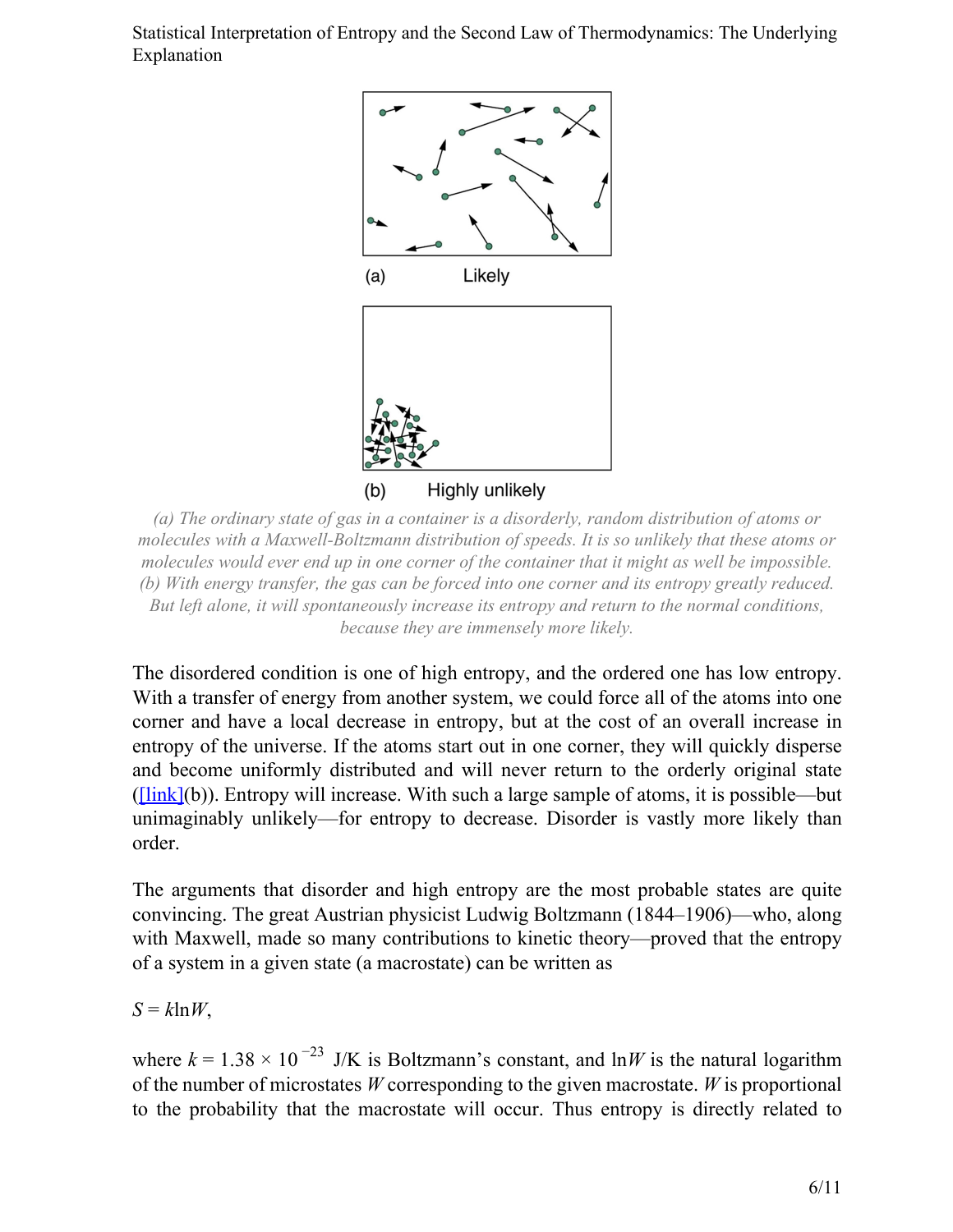(a) Likely

(b) Highly unlikely

*(a) The ordinary state of gas in a container is a disorderly, random distribution of atoms or molecules with a Maxwell-Boltzmann distribution of speeds. It is so unlikely that these atoms or molecules would ever end up in one corner of the container that it might as well be impossible. (b) With energy transfer, the gas can be forced into one corner and its entropy greatly reduced. But left alone, it will spontaneously increase its entropy and return to the normal conditions, because they are immensely more likely.*

The disordered condition is one of high entropy, and the ordered one has low entropy. With a transfer of energy from another system, we could force all of the atoms into one corner and have a local decrease in entropy, but at the cost of an overall increase in entropy of the universe. If the atoms start out in one corner, they will quickly disperse and become uniformly distributed and will never return to the orderly original state ([link](b)). Entropy will increase. With such a large sample of atoms, it is possible—but unimaginably unlikely—for entropy to decrease. Disorder is vastly more likely than order.

The arguments that disorder and high entropy are the most probable states are quite convincing. The great Austrian physicist Ludwig Boltzmann (1844–1906)—who, along with Maxwell, made so many contributions to kinetic theory—proved that the entropy of a system in a given state (a macrostate) can be written as

$$S = k \ln W,$$

where $k = 1.38 \times 10^{-23}$ J/K is Boltzmann's constant, and $\ln W$ is the natural logarithm of the number of microstates $W$ corresponding to the given macrostate. $W$ is proportional to the probability that the macrostate will occur. Thus entropy is directly related to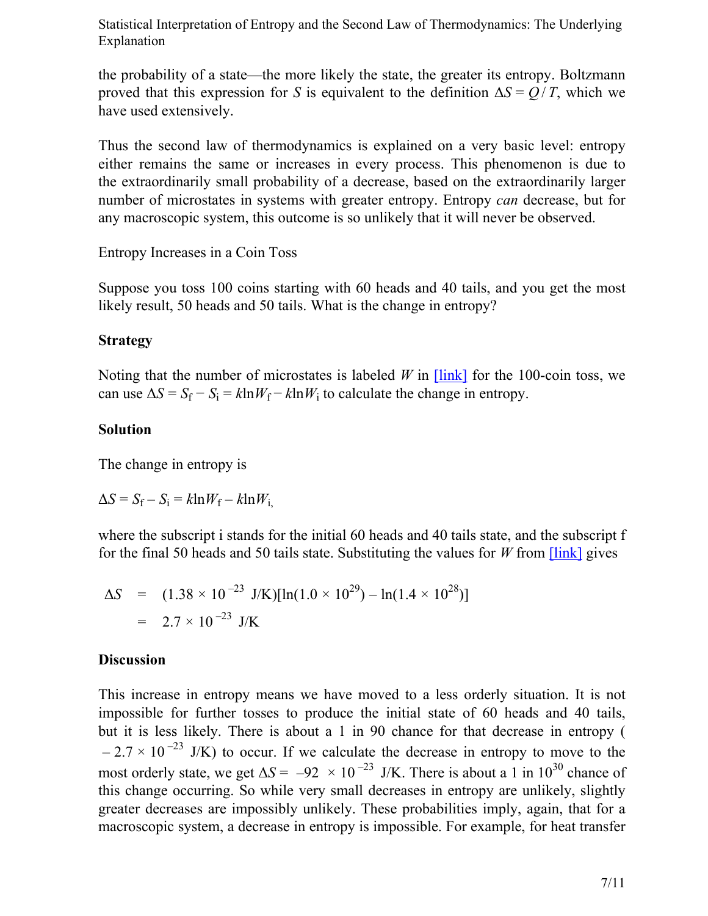the probability of a state—the more likely the state, the greater its entropy. Boltzmann proved that this expression for $S$ is equivalent to the definition $\Delta S = Q/T$, which we have used extensively.

Thus the second law of thermodynamics is explained on a very basic level: entropy either remains the same or increases in every process. This phenomenon is due to the extraordinarily small probability of a decrease, based on the extraordinarily larger number of microstates in systems with greater entropy. Entropy *can* decrease, but for any macroscopic system, this outcome is so unlikely that it will never be observed.

Entropy Increases in a Coin Toss

Suppose you toss 100 coins starting with 60 heads and 40 tails, and you get the most likely result, 50 heads and 50 tails. What is the change in entropy?

**Strategy**

Noting that the number of microstates is labeled $W$ in [link] for the 100-coin toss, we can use $\Delta S = S_f - S_i = k \ln W_f - k \ln W_i$ to calculate the change in entropy.

**Solution**

The change in entropy is

$$\Delta S = S_f - S_i = k \ln W_f - k \ln W_i,$$

where the subscript i stands for the initial 60 heads and 40 tails state, and the subscript f for the final 50 heads and 50 tails state. Substituting the values for $W$ from [link] gives

$$\begin{aligned} \Delta S &= (1.38 \times 10^{-23}\ \text{J/K})[\ln(1.0 \times 10^{29}) - \ln(1.4 \times 10^{28})] \\ &= 2.7 \times 10^{-23}\ \text{J/K} \end{aligned}$$

**Discussion**

This increase in entropy means we have moved to a less orderly situation. It is not impossible for further tosses to produce the initial state of 60 heads and 40 tails, but it is less likely. There is about a 1 in 90 chance for that decrease in entropy ( $-2.7 \times 10^{-23}$ J/K) to occur. If we calculate the decrease in entropy to move to the most orderly state, we get $\Delta S = -92 \times 10^{-23}$ J/K. There is about a 1 in $10^{30}$ chance of this change occurring. So while very small decreases in entropy are unlikely, slightly greater decreases are impossibly unlikely. These probabilities imply, again, that for a macroscopic system, a decrease in entropy is impossible. For example, for heat transfer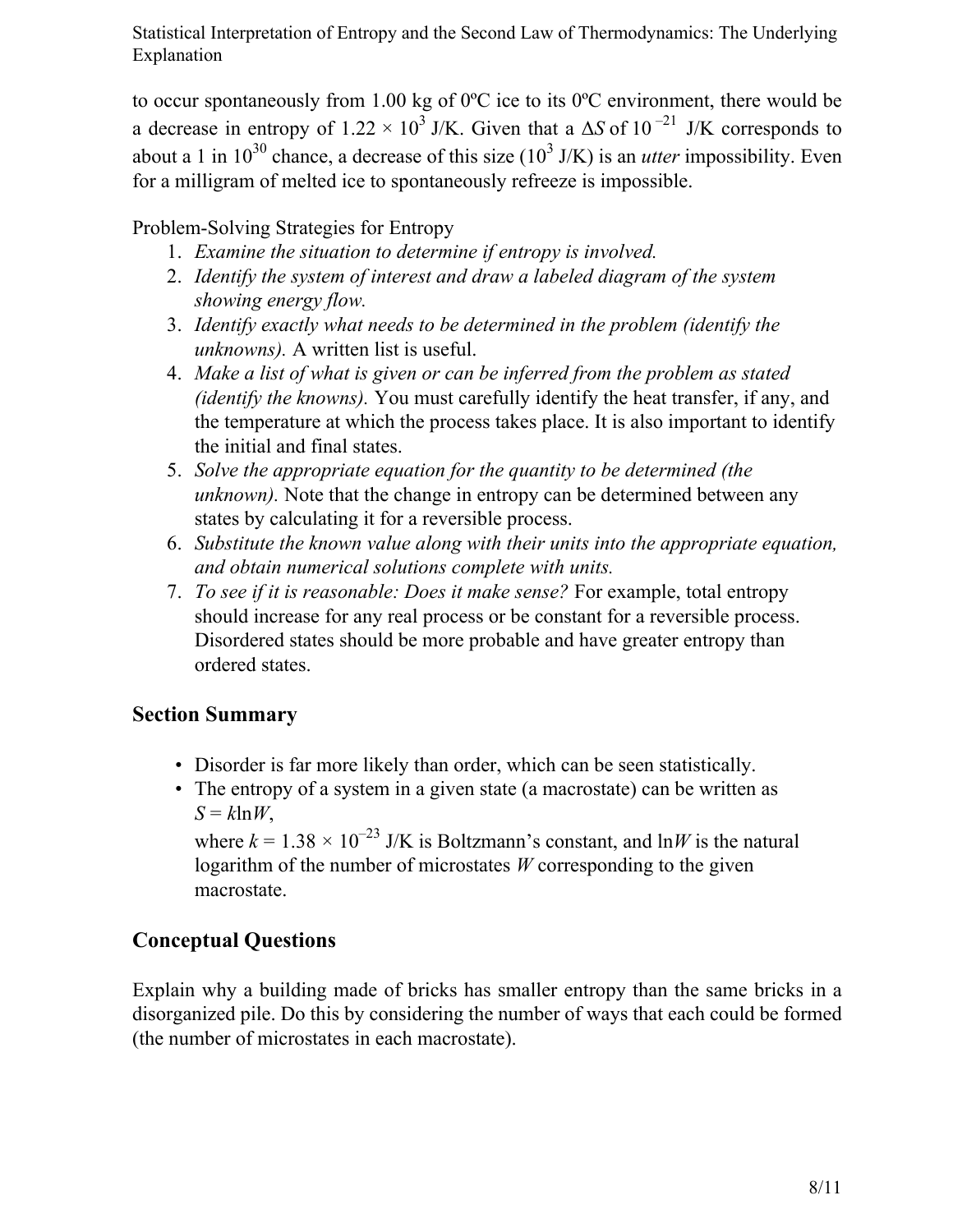to occur spontaneously from 1.00 kg of 0ºC ice to its 0ºC environment, there would be a decrease in entropy of $1.22 \times 10^3$ J/K. Given that a $\Delta S$ of $10^{-21}$ J/K corresponds to about a 1 in $10^{30}$ chance, a decrease of this size ($10^3$ J/K) is an *utter* impossibility. Even for a milligram of melted ice to spontaneously refreeze is impossible.

Problem-Solving Strategies for Entropy

1. *Examine the situation to determine if entropy is involved.*
2. *Identify the system of interest and draw a labeled diagram of the system showing energy flow.*
3. *Identify exactly what needs to be determined in the problem (identify the unknowns).* A written list is useful.
4. *Make a list of what is given or can be inferred from the problem as stated (identify the knowns).* You must carefully identify the heat transfer, if any, and the temperature at which the process takes place. It is also important to identify the initial and final states.
5. *Solve the appropriate equation for the quantity to be determined (the unknown).* Note that the change in entropy can be determined between any states by calculating it for a reversible process.
6. *Substitute the known value along with their units into the appropriate equation, and obtain numerical solutions complete with units.*
7. *To see if it is reasonable: Does it make sense?* For example, total entropy should increase for any real process or be constant for a reversible process. Disordered states should be more probable and have greater entropy than ordered states.

## Section Summary

- Disorder is far more likely than order, which can be seen statistically.
- The entropy of a system in a given state (a macrostate) can be written as $S = k \ln W$, where $k = 1.38 \times 10^{-23}$ J/K is Boltzmann's constant, and $\ln W$ is the natural logarithm of the number of microstates $W$ corresponding to the given macrostate.

## Conceptual Questions

Explain why a building made of bricks has smaller entropy than the same bricks in a disorganized pile. Do this by considering the number of ways that each could be formed (the number of microstates in each macrostate).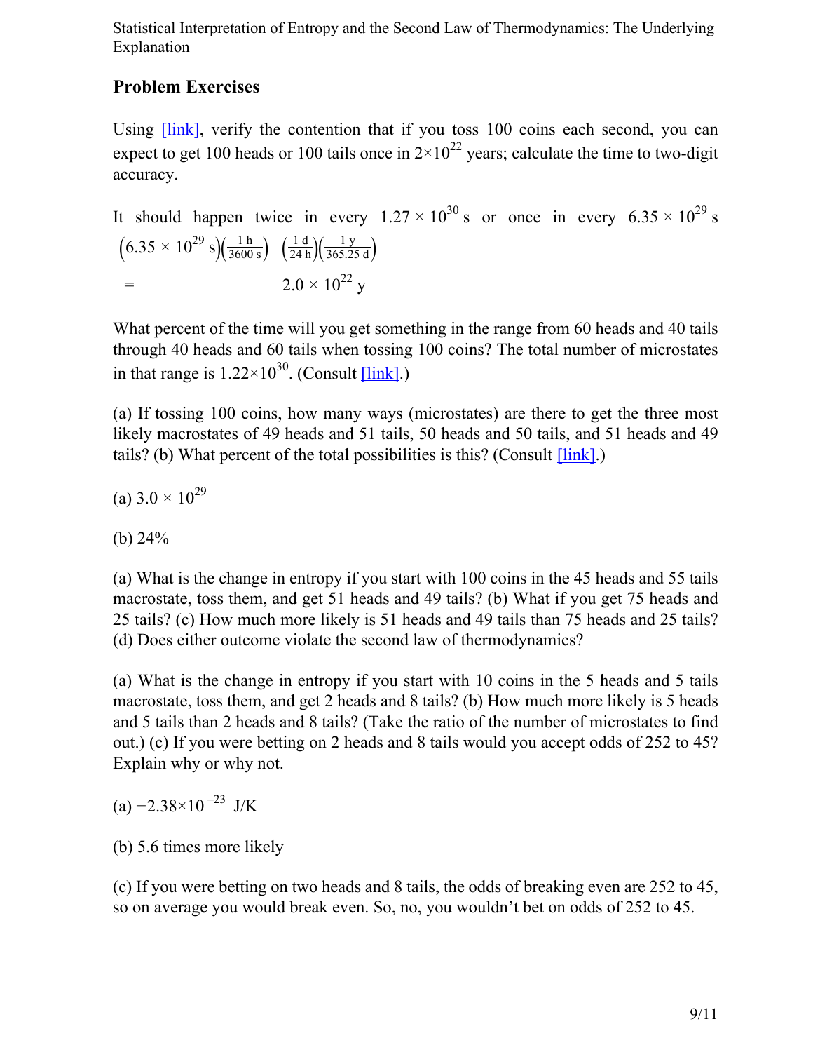## Problem Exercises

Using [link], verify the contention that if you toss 100 coins each second, you can expect to get 100 heads or 100 tails once in $2 \times 10^{22}$ years; calculate the time to two-digit accuracy.

It should happen twice in every $1.27 \times 10^{30}$ s or once in every $6.35 \times 10^{29}$ s

$$\left(6.35 \times 10^{29}\ \text{s}\right)\left(\frac{1\ \text{h}}{3600\ \text{s}}\right)\left(\frac{1\ \text{d}}{24\ \text{h}}\right)\left(\frac{1\ \text{y}}{365.25\ \text{d}}\right)$$

$$= 2.0 \times 10^{22}\ \text{y}$$

What percent of the time will you get something in the range from 60 heads and 40 tails through 40 heads and 60 tails when tossing 100 coins? The total number of microstates in that range is $1.22 \times 10^{30}$. (Consult [link].)

(a) If tossing 100 coins, how many ways (microstates) are there to get the three most likely macrostates of 49 heads and 51 tails, 50 heads and 50 tails, and 51 heads and 49 tails? (b) What percent of the total possibilities is this? (Consult [link].)

(a) $3.0 \times 10^{29}$

(b) 24%

(a) What is the change in entropy if you start with 100 coins in the 45 heads and 55 tails macrostate, toss them, and get 51 heads and 49 tails? (b) What if you get 75 heads and 25 tails? (c) How much more likely is 51 heads and 49 tails than 75 heads and 25 tails? (d) Does either outcome violate the second law of thermodynamics?

(a) What is the change in entropy if you start with 10 coins in the 5 heads and 5 tails macrostate, toss them, and get 2 heads and 8 tails? (b) How much more likely is 5 heads and 5 tails than 2 heads and 8 tails? (Take the ratio of the number of microstates to find out.) (c) If you were betting on 2 heads and 8 tails would you accept odds of 252 to 45? Explain why or why not.

(a) $-2.38 \times 10^{-23}$ J/K

(b) 5.6 times more likely

(c) If you were betting on two heads and 8 tails, the odds of breaking even are 252 to 45, so on average you would break even. So, no, you wouldn't bet on odds of 252 to 45.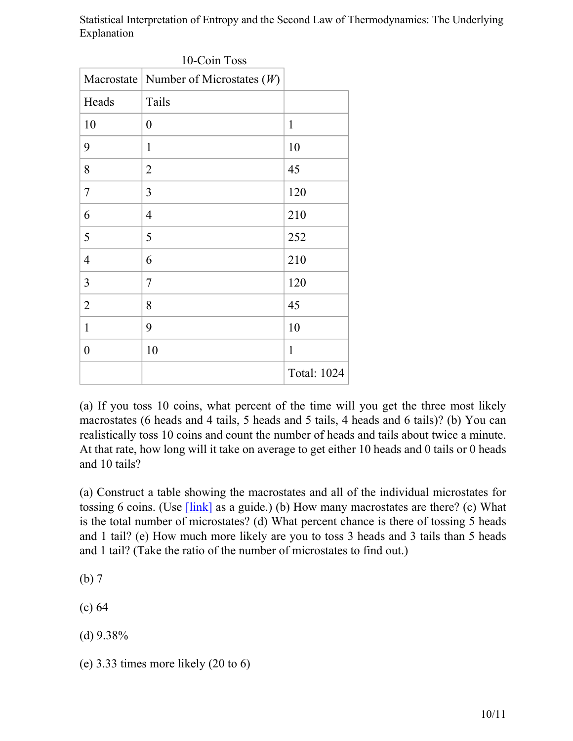10-Coin Toss

| Macrostate | Number of Microstates ($W$) | |
|---|---|---|
| Heads | Tails | |
| 10 | 0 | 1 |
| 9 | 1 | 10 |
| 8 | 2 | 45 |
| 7 | 3 | 120 |
| 6 | 4 | 210 |
| 5 | 5 | 252 |
| 4 | 6 | 210 |
| 3 | 7 | 120 |
| 2 | 8 | 45 |
| 1 | 9 | 10 |
| 0 | 10 | 1 |
| | | Total: 1024 |

(a) If you toss 10 coins, what percent of the time will you get the three most likely macrostates (6 heads and 4 tails, 5 heads and 5 tails, 4 heads and 6 tails)? (b) You can realistically toss 10 coins and count the number of heads and tails about twice a minute. At that rate, how long will it take on average to get either 10 heads and 0 tails or 0 heads and 10 tails?

(a) Construct a table showing the macrostates and all of the individual microstates for tossing 6 coins. (Use [link] as a guide.) (b) How many macrostates are there? (c) What is the total number of microstates? (d) What percent chance is there of tossing 5 heads and 1 tail? (e) How much more likely are you to toss 3 heads and 3 tails than 5 heads and 1 tail? (Take the ratio of the number of microstates to find out.)

(b) 7

(c) 64

(d) 9.38%

(e) 3.33 times more likely (20 to 6)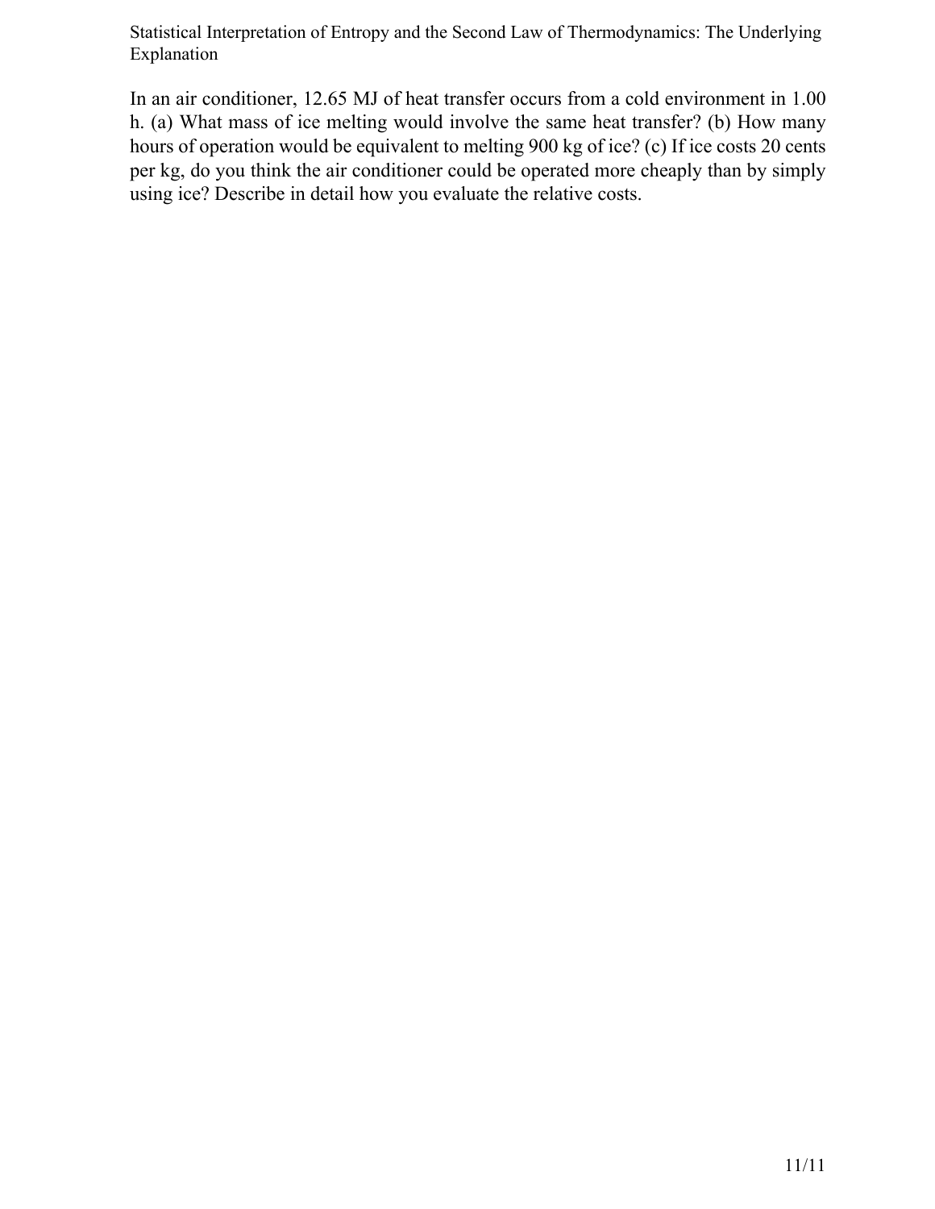Statistical Interpretation of Entropy and the Second Law of Thermodynamics: The Underlying Explanation

In an air conditioner, 12.65 MJ of heat transfer occurs from a cold environment in 1.00 h. (a) What mass of ice melting would involve the same heat transfer? (b) How many hours of operation would be equivalent to melting 900 kg of ice? (c) If ice costs 20 cents per kg, do you think the air conditioner could be operated more cheaply than by simply using ice? Describe in detail how you evaluate the relative costs.